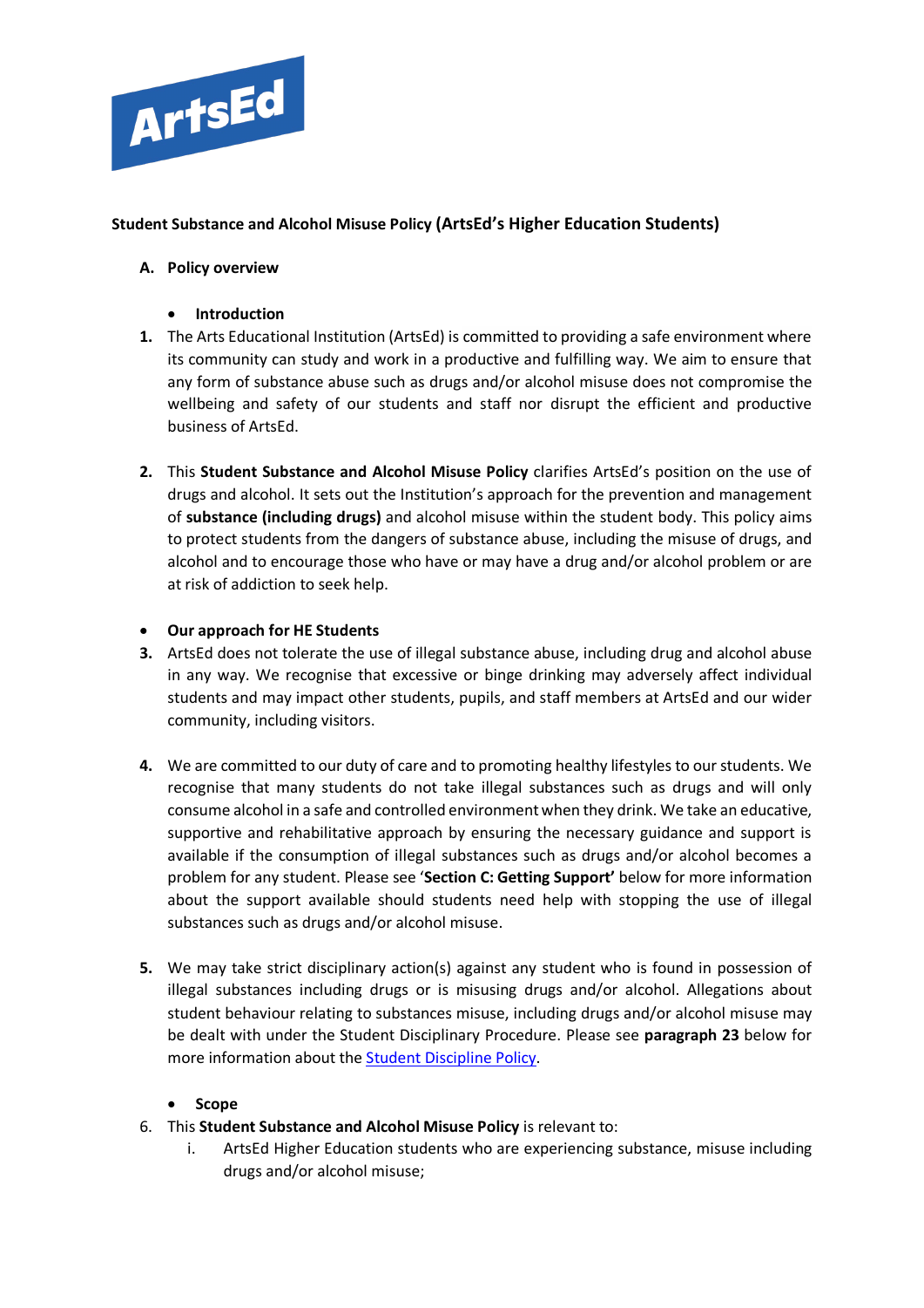**Student Substance and Alcohol Misuse Policy (ArtsEd's Higher Education Students)**

**A. Policy overview**

- **Introduction**

1. The Arts Educational Institution (ArtsEd) is committed to providing a safe environment where its community can study and work in a productive and fulfilling way. We aim to ensure that any form of substance abuse such as drugs and/or alcohol misuse does not compromise the wellbeing and safety of our students and staff nor disrupt the efficient and productive business of ArtsEd.

2. This **Student Substance and Alcohol Misuse Policy** clarifies ArtsEd's position on the use of drugs and alcohol. It sets out the Institution's approach for the prevention and management of **substance (including drugs)** and alcohol misuse within the student body. This policy aims to protect students from the dangers of substance abuse, including the misuse of drugs, and alcohol and to encourage those who have or may have a drug and/or alcohol problem or are at risk of addiction to seek help.

- **Our approach for HE Students**

3. ArtsEd does not tolerate the use of illegal substance abuse, including drug and alcohol abuse in any way. We recognise that excessive or binge drinking may adversely affect individual students and may impact other students, pupils, and staff members at ArtsEd and our wider community, including visitors.

4. We are committed to our duty of care and to promoting healthy lifestyles to our students. We recognise that many students do not take illegal substances such as drugs and will only consume alcohol in a safe and controlled environment when they drink. We take an educative, supportive and rehabilitative approach by ensuring the necessary guidance and support is available if the consumption of illegal substances such as drugs and/or alcohol becomes a problem for any student. Please see '**Section C: Getting Support'** below for more information about the support available should students need help with stopping the use of illegal substances such as drugs and/or alcohol misuse.

5. We may take strict disciplinary action(s) against any student who is found in possession of illegal substances including drugs or is misusing drugs and/or alcohol. Allegations about student behaviour relating to substances misuse, including drugs and/or alcohol misuse may be dealt with under the Student Disciplinary Procedure. Please see **paragraph 23** below for more information about the Student Discipline Policy.

- **Scope**

6. This **Student Substance and Alcohol Misuse Policy** is relevant to:
   i. ArtsEd Higher Education students who are experiencing substance, misuse including drugs and/or alcohol misuse;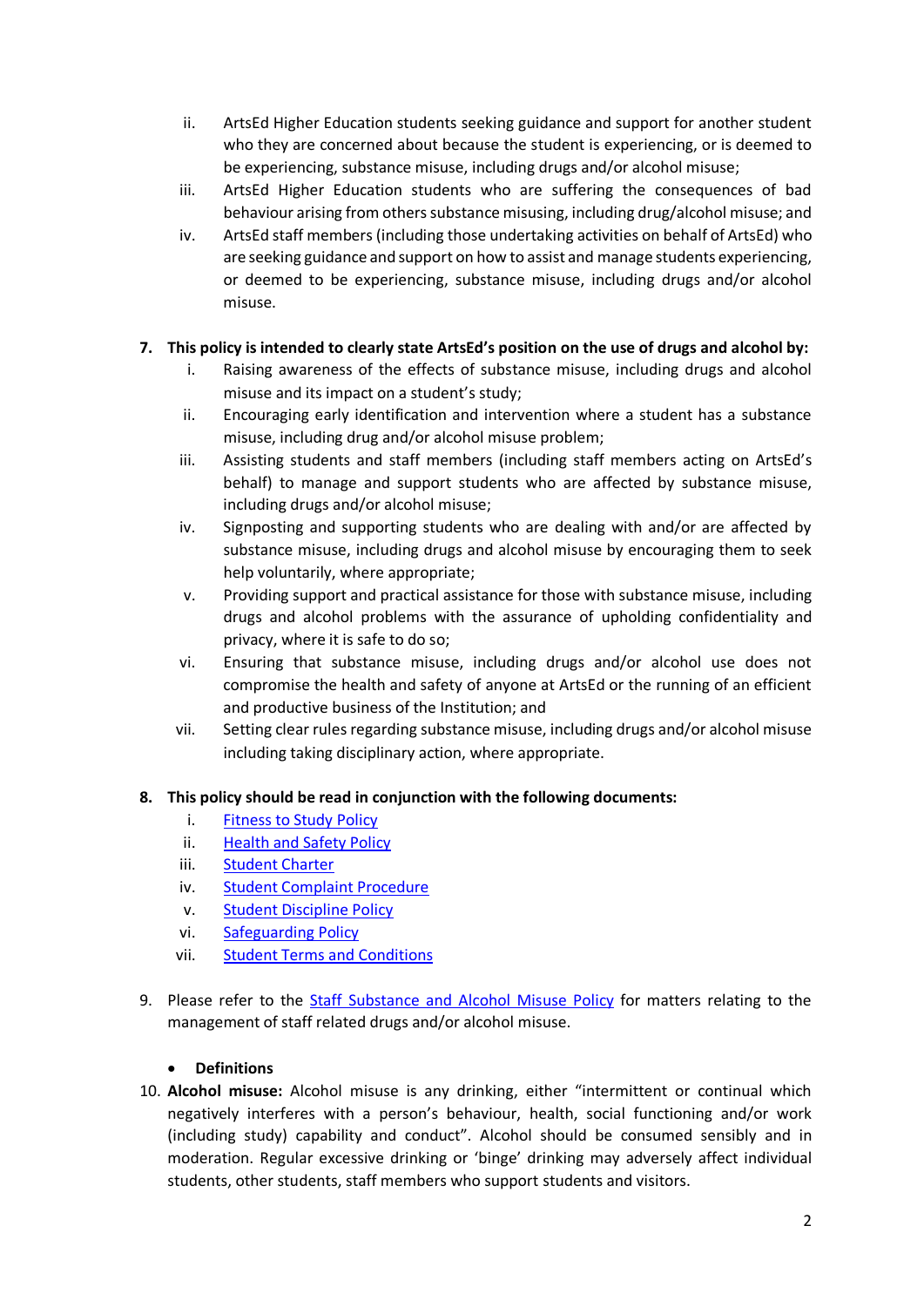ii. ArtsEd Higher Education students seeking guidance and support for another student who they are concerned about because the student is experiencing, or is deemed to be experiencing, substance misuse, including drugs and/or alcohol misuse;

iii. ArtsEd Higher Education students who are suffering the consequences of bad behaviour arising from others substance misusing, including drug/alcohol misuse; and

iv. ArtsEd staff members (including those undertaking activities on behalf of ArtsEd) who are seeking guidance and support on how to assist and manage students experiencing, or deemed to be experiencing, substance misuse, including drugs and/or alcohol misuse.

7. **This policy is intended to clearly state ArtsEd's position on the use of drugs and alcohol by:**

   i. Raising awareness of the effects of substance misuse, including drugs and alcohol misuse and its impact on a student's study;

   ii. Encouraging early identification and intervention where a student has a substance misuse, including drug and/or alcohol misuse problem;

   iii. Assisting students and staff members (including staff members acting on ArtsEd's behalf) to manage and support students who are affected by substance misuse, including drugs and/or alcohol misuse;

   iv. Signposting and supporting students who are dealing with and/or are affected by substance misuse, including drugs and alcohol misuse by encouraging them to seek help voluntarily, where appropriate;

   v. Providing support and practical assistance for those with substance misuse, including drugs and alcohol problems with the assurance of upholding confidentiality and privacy, where it is safe to do so;

   vi. Ensuring that substance misuse, including drugs and/or alcohol use does not compromise the health and safety of anyone at ArtsEd or the running of an efficient and productive business of the Institution; and

   vii. Setting clear rules regarding substance misuse, including drugs and/or alcohol misuse including taking disciplinary action, where appropriate.

8. **This policy should be read in conjunction with the following documents:**

   i. Fitness to Study Policy

   ii. Health and Safety Policy

   iii. Student Charter

   iv. Student Complaint Procedure

   v. Student Discipline Policy

   vi. Safeguarding Policy

   vii. Student Terms and Conditions

9. Please refer to the Staff Substance and Alcohol Misuse Policy for matters relating to the management of staff related drugs and/or alcohol misuse.

- **Definitions**

10. **Alcohol misuse:** Alcohol misuse is any drinking, either "intermittent or continual which negatively interferes with a person's behaviour, health, social functioning and/or work (including study) capability and conduct". Alcohol should be consumed sensibly and in moderation. Regular excessive drinking or 'binge' drinking may adversely affect individual students, other students, staff members who support students and visitors.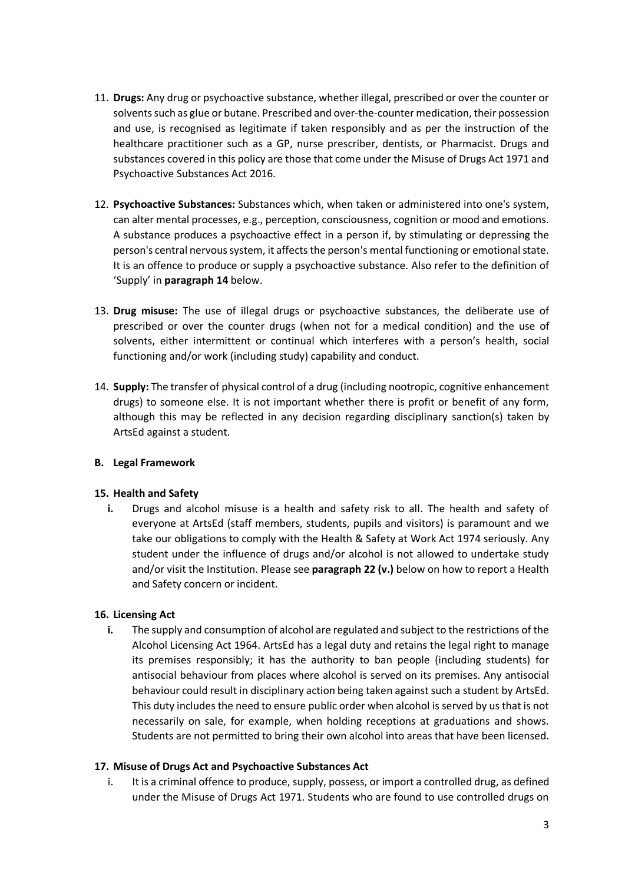11. **Drugs:** Any drug or psychoactive substance, whether illegal, prescribed or over the counter or solvents such as glue or butane. Prescribed and over-the-counter medication, their possession and use, is recognised as legitimate if taken responsibly and as per the instruction of the healthcare practitioner such as a GP, nurse prescriber, dentists, or Pharmacist. Drugs and substances covered in this policy are those that come under the Misuse of Drugs Act 1971 and Psychoactive Substances Act 2016.

12. **Psychoactive Substances:** Substances which, when taken or administered into one's system, can alter mental processes, e.g., perception, consciousness, cognition or mood and emotions. A substance produces a psychoactive effect in a person if, by stimulating or depressing the person's central nervous system, it affects the person's mental functioning or emotional state. It is an offence to produce or supply a psychoactive substance. Also refer to the definition of 'Supply' in **paragraph 14** below.

13. **Drug misuse:** The use of illegal drugs or psychoactive substances, the deliberate use of prescribed or over the counter drugs (when not for a medical condition) and the use of solvents, either intermittent or continual which interferes with a person's health, social functioning and/or work (including study) capability and conduct.

14. **Supply:** The transfer of physical control of a drug (including nootropic, cognitive enhancement drugs) to someone else. It is not important whether there is profit or benefit of any form, although this may be reflected in any decision regarding disciplinary sanction(s) taken by ArtsEd against a student.

## B. Legal Framework

### 15. Health and Safety

i. Drugs and alcohol misuse is a health and safety risk to all. The health and safety of everyone at ArtsEd (staff members, students, pupils and visitors) is paramount and we take our obligations to comply with the Health & Safety at Work Act 1974 seriously. Any student under the influence of drugs and/or alcohol is not allowed to undertake study and/or visit the Institution. Please see **paragraph 22 (v.)** below on how to report a Health and Safety concern or incident.

### 16. Licensing Act

i. The supply and consumption of alcohol are regulated and subject to the restrictions of the Alcohol Licensing Act 1964. ArtsEd has a legal duty and retains the legal right to manage its premises responsibly; it has the authority to ban people (including students) for antisocial behaviour from places where alcohol is served on its premises. Any antisocial behaviour could result in disciplinary action being taken against such a student by ArtsEd. This duty includes the need to ensure public order when alcohol is served by us that is not necessarily on sale, for example, when holding receptions at graduations and shows. Students are not permitted to bring their own alcohol into areas that have been licensed.

### 17. Misuse of Drugs Act and Psychoactive Substances Act

i. It is a criminal offence to produce, supply, possess, or import a controlled drug, as defined under the Misuse of Drugs Act 1971. Students who are found to use controlled drugs on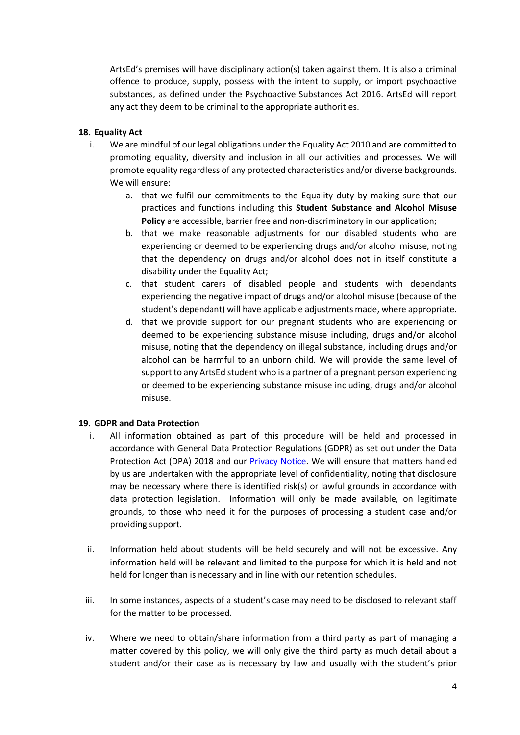ArtsEd's premises will have disciplinary action(s) taken against them. It is also a criminal offence to produce, supply, possess with the intent to supply, or import psychoactive substances, as defined under the Psychoactive Substances Act 2016. ArtsEd will report any act they deem to be criminal to the appropriate authorities.

## 18. Equality Act

i. We are mindful of our legal obligations under the Equality Act 2010 and are committed to promoting equality, diversity and inclusion in all our activities and processes. We will promote equality regardless of any protected characteristics and/or diverse backgrounds. We will ensure:

   a. that we fulfil our commitments to the Equality duty by making sure that our practices and functions including this **Student Substance and Alcohol Misuse Policy** are accessible, barrier free and non-discriminatory in our application;

   b. that we make reasonable adjustments for our disabled students who are experiencing or deemed to be experiencing drugs and/or alcohol misuse, noting that the dependency on drugs and/or alcohol does not in itself constitute a disability under the Equality Act;

   c. that student carers of disabled people and students with dependants experiencing the negative impact of drugs and/or alcohol misuse (because of the student's dependant) will have applicable adjustments made, where appropriate.

   d. that we provide support for our pregnant students who are experiencing or deemed to be experiencing substance misuse including, drugs and/or alcohol misuse, noting that the dependency on illegal substance, including drugs and/or alcohol can be harmful to an unborn child. We will provide the same level of support to any ArtsEd student who is a partner of a pregnant person experiencing or deemed to be experiencing substance misuse including, drugs and/or alcohol misuse.

## 19. GDPR and Data Protection

i. All information obtained as part of this procedure will be held and processed in accordance with General Data Protection Regulations (GDPR) as set out under the Data Protection Act (DPA) 2018 and our [Privacy Notice](). We will ensure that matters handled by us are undertaken with the appropriate level of confidentiality, noting that disclosure may be necessary where there is identified risk(s) or lawful grounds in accordance with data protection legislation. Information will only be made available, on legitimate grounds, to those who need it for the purposes of processing a student case and/or providing support.

ii. Information held about students will be held securely and will not be excessive. Any information held will be relevant and limited to the purpose for which it is held and not held for longer than is necessary and in line with our retention schedules.

iii. In some instances, aspects of a student's case may need to be disclosed to relevant staff for the matter to be processed.

iv. Where we need to obtain/share information from a third party as part of managing a matter covered by this policy, we will only give the third party as much detail about a student and/or their case as is necessary by law and usually with the student's prior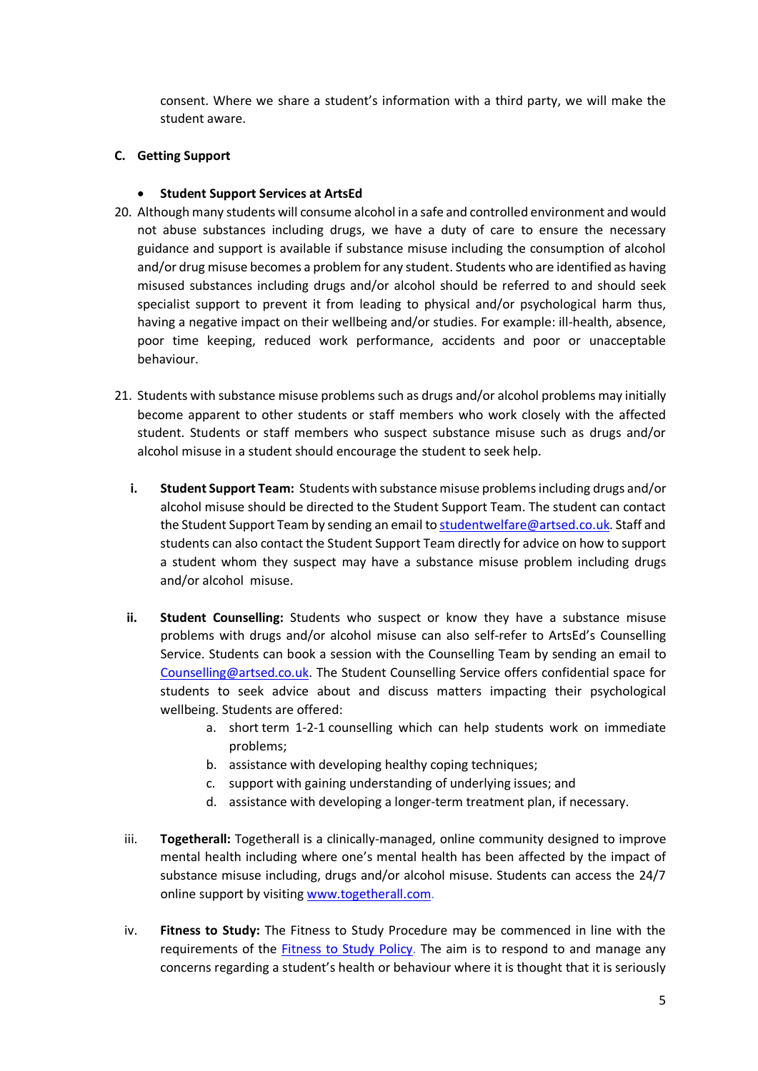consent. Where we share a student's information with a third party, we will make the student aware.

### C. Getting Support

- **Student Support Services at ArtsEd**

20. Although many students will consume alcohol in a safe and controlled environment and would not abuse substances including drugs, we have a duty of care to ensure the necessary guidance and support is available if substance misuse including the consumption of alcohol and/or drug misuse becomes a problem for any student. Students who are identified as having misused substances including drugs and/or alcohol should be referred to and should seek specialist support to prevent it from leading to physical and/or psychological harm thus, having a negative impact on their wellbeing and/or studies. For example: ill-health, absence, poor time keeping, reduced work performance, accidents and poor or unacceptable behaviour.

21. Students with substance misuse problems such as drugs and/or alcohol problems may initially become apparent to other students or staff members who work closely with the affected student. Students or staff members who suspect substance misuse such as drugs and/or alcohol misuse in a student should encourage the student to seek help.

    i. **Student Support Team:** Students with substance misuse problems including drugs and/or alcohol misuse should be directed to the Student Support Team. The student can contact the Student Support Team by sending an email to studentwelfare@artsed.co.uk. Staff and students can also contact the Student Support Team directly for advice on how to support a student whom they suspect may have a substance misuse problem including drugs and/or alcohol misuse.

    ii. **Student Counselling:** Students who suspect or know they have a substance misuse problems with drugs and/or alcohol misuse can also self-refer to ArtsEd's Counselling Service. Students can book a session with the Counselling Team by sending an email to Counselling@artsed.co.uk. The Student Counselling Service offers confidential space for students to seek advice about and discuss matters impacting their psychological wellbeing. Students are offered:
        a. short term 1-2-1 counselling which can help students work on immediate problems;
        b. assistance with developing healthy coping techniques;
        c. support with gaining understanding of underlying issues; and
        d. assistance with developing a longer-term treatment plan, if necessary.

    iii. **Togetherall:** Togetherall is a clinically-managed, online community designed to improve mental health including where one's mental health has been affected by the impact of substance misuse including, drugs and/or alcohol misuse. Students can access the 24/7 online support by visiting www.togetherall.com.

    iv. **Fitness to Study:** The Fitness to Study Procedure may be commenced in line with the requirements of the Fitness to Study Policy. The aim is to respond to and manage any concerns regarding a student's health or behaviour where it is thought that it is seriously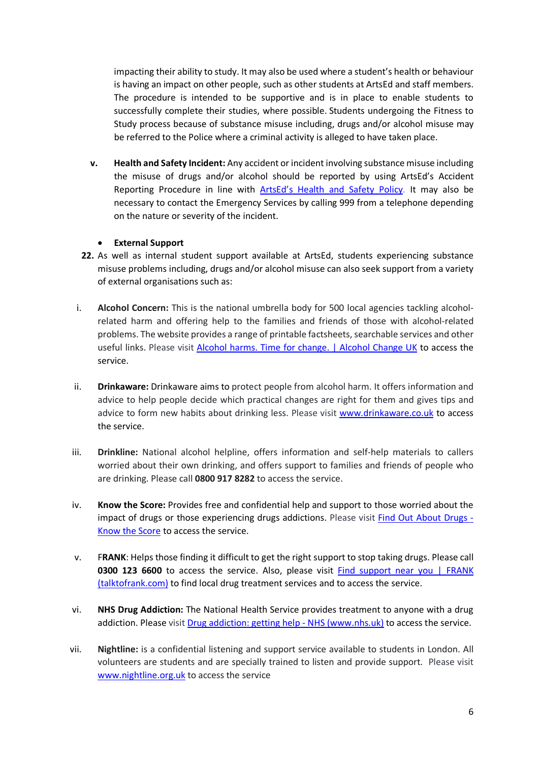impacting their ability to study. It may also be used where a student's health or behaviour is having an impact on other people, such as other students at ArtsEd and staff members. The procedure is intended to be supportive and is in place to enable students to successfully complete their studies, where possible. Students undergoing the Fitness to Study process because of substance misuse including, drugs and/or alcohol misuse may be referred to the Police where a criminal activity is alleged to have taken place.

v. **Health and Safety Incident:** Any accident or incident involving substance misuse including the misuse of drugs and/or alcohol should be reported by using ArtsEd's Accident Reporting Procedure in line with [ArtsEd's Health and Safety Policy](). It may also be necessary to contact the Emergency Services by calling 999 from a telephone depending on the nature or severity of the incident.

- **External Support**

**22.** As well as internal student support available at ArtsEd, students experiencing substance misuse problems including, drugs and/or alcohol misuse can also seek support from a variety of external organisations such as:

i. **Alcohol Concern:** This is the national umbrella body for 500 local agencies tackling alcohol-related harm and offering help to the families and friends of those with alcohol-related problems. The website provides a range of printable factsheets, searchable services and other useful links. Please visit [Alcohol harms. Time for change. | Alcohol Change UK]() to access the service.

ii. **Drinkaware:** Drinkaware aims to protect people from alcohol harm. It offers information and advice to help people decide which practical changes are right for them and gives tips and advice to form new habits about drinking less. Please visit [www.drinkaware.co.uk]() to access the service.

iii. **Drinkline:** National alcohol helpline, offers information and self-help materials to callers worried about their own drinking, and offers support to families and friends of people who are drinking. Please call **0800 917 8282** to access the service.

iv. **Know the Score:** Provides free and confidential help and support to those worried about the impact of drugs or those experiencing drugs addictions. Please visit [Find Out About Drugs - Know the Score]() to access the service.

v. F**RANK**: Helps those finding it difficult to get the right support to stop taking drugs. Please call **0300 123 6600** to access the service. Also, please visit [Find support near you | FRANK (talktofrank.com)]() to find local drug treatment services and to access the service.

vi. **NHS Drug Addiction:** The National Health Service provides treatment to anyone with a drug addiction. Please visit [Drug addiction: getting help - NHS (www.nhs.uk)]() to access the service.

vii. **Nightline:** is a confidential listening and support service available to students in London. All volunteers are students and are specially trained to listen and provide support. Please visit [www.nightline.org.uk]() to access the service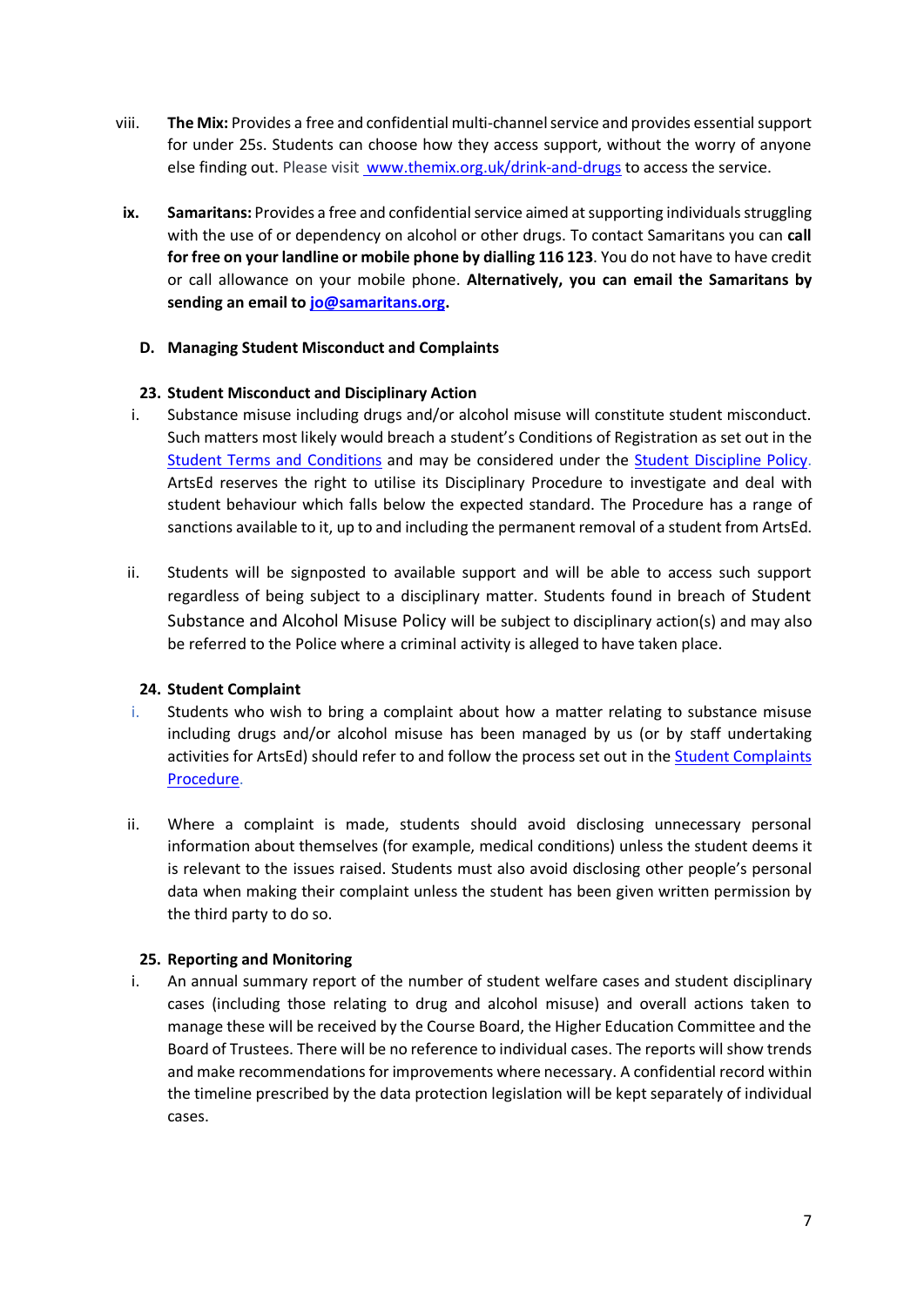viii. **The Mix:** Provides a free and confidential multi-channel service and provides essential support for under 25s. Students can choose how they access support, without the worry of anyone else finding out. Please visit [www.themix.org.uk/drink-and-drugs](http://www.themix.org.uk/drink-and-drugs) to access the service.

**ix.** **Samaritans:** Provides a free and confidential service aimed at supporting individuals struggling with the use of or dependency on alcohol or other drugs. To contact Samaritans you can **call for free on your landline or mobile phone by dialling 116 123**. You do not have to have credit or call allowance on your mobile phone. **Alternatively, you can email the Samaritans by sending an email to [jo@samaritans.org](mailto:jo@samaritans.org).**

### D. Managing Student Misconduct and Complaints

#### 23. Student Misconduct and Disciplinary Action

i. Substance misuse including drugs and/or alcohol misuse will constitute student misconduct. Such matters most likely would breach a student's Conditions of Registration as set out in the Student Terms and Conditions and may be considered under the Student Discipline Policy. ArtsEd reserves the right to utilise its Disciplinary Procedure to investigate and deal with student behaviour which falls below the expected standard. The Procedure has a range of sanctions available to it, up to and including the permanent removal of a student from ArtsEd.

ii. Students will be signposted to available support and will be able to access such support regardless of being subject to a disciplinary matter. Students found in breach of Student Substance and Alcohol Misuse Policy will be subject to disciplinary action(s) and may also be referred to the Police where a criminal activity is alleged to have taken place.

#### 24. Student Complaint

i. Students who wish to bring a complaint about how a matter relating to substance misuse including drugs and/or alcohol misuse has been managed by us (or by staff undertaking activities for ArtsEd) should refer to and follow the process set out in the Student Complaints Procedure.

ii. Where a complaint is made, students should avoid disclosing unnecessary personal information about themselves (for example, medical conditions) unless the student deems it is relevant to the issues raised. Students must also avoid disclosing other people's personal data when making their complaint unless the student has been given written permission by the third party to do so.

#### 25. Reporting and Monitoring

i. An annual summary report of the number of student welfare cases and student disciplinary cases (including those relating to drug and alcohol misuse) and overall actions taken to manage these will be received by the Course Board, the Higher Education Committee and the Board of Trustees. There will be no reference to individual cases. The reports will show trends and make recommendations for improvements where necessary. A confidential record within the timeline prescribed by the data protection legislation will be kept separately of individual cases.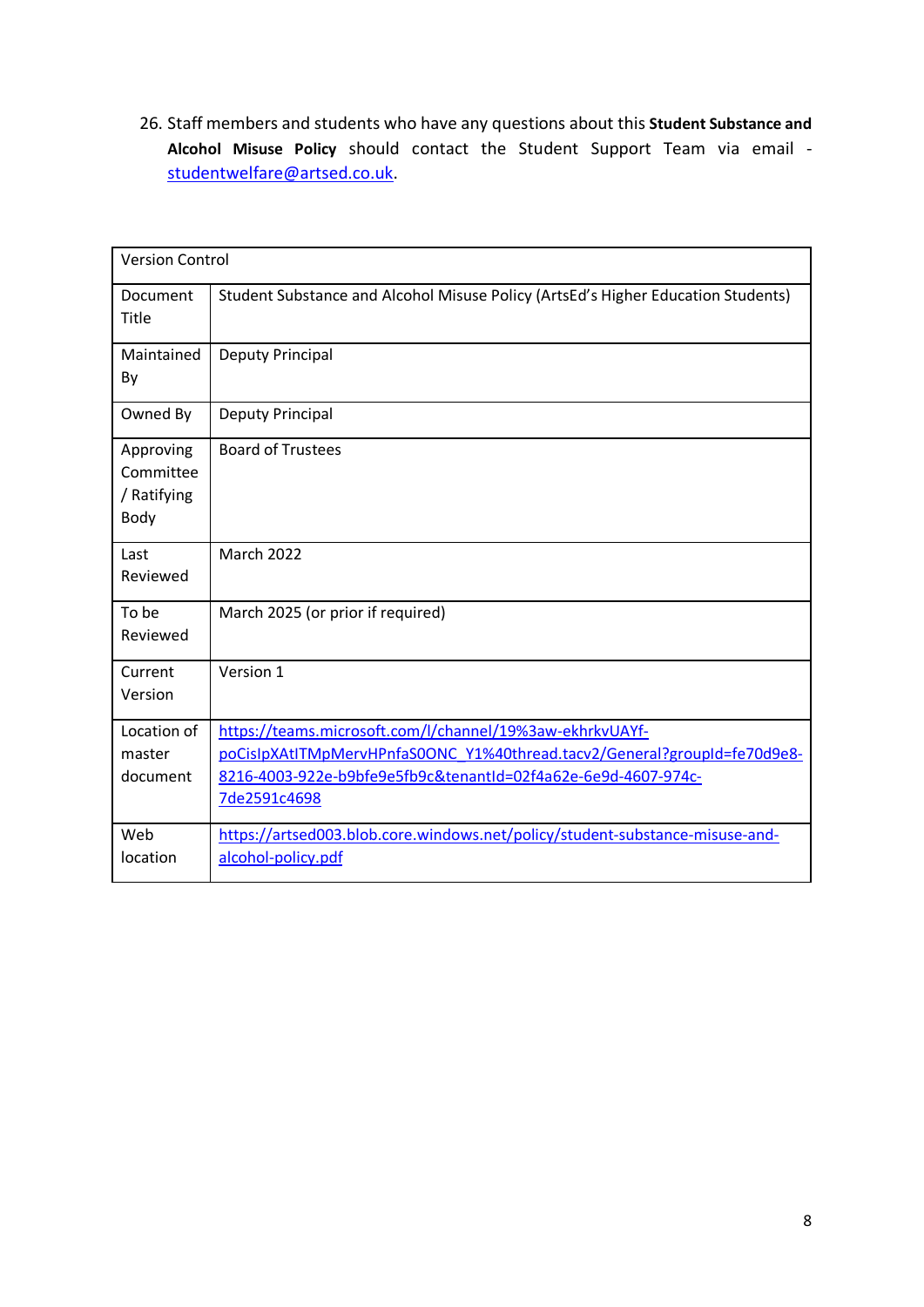26. Staff members and students who have any questions about this **Student Substance and Alcohol Misuse Policy** should contact the Student Support Team via email - studentwelfare@artsed.co.uk.

| Version Control | |
|---|---|
| Document Title | Student Substance and Alcohol Misuse Policy (ArtsEd's Higher Education Students) |
| Maintained By | Deputy Principal |
| Owned By | Deputy Principal |
| Approving Committee / Ratifying Body | Board of Trustees |
| Last Reviewed | March 2022 |
| To be Reviewed | March 2025 (or prior if required) |
| Current Version | Version 1 |
| Location of master document | https://teams.microsoft.com/l/channel/19%3aw-ekhrkvUAYf-poCisIpXAtITMpMervHPnfaS0ONC_Y1%40thread.tacv2/General?groupId=fe70d9e8-8216-4003-922e-b9bfe9e5fb9c&tenantId=02f4a62e-6e9d-4607-974c-7de2591c4698 |
| Web location | https://artsed003.blob.core.windows.net/policy/student-substance-misuse-and-alcohol-policy.pdf |